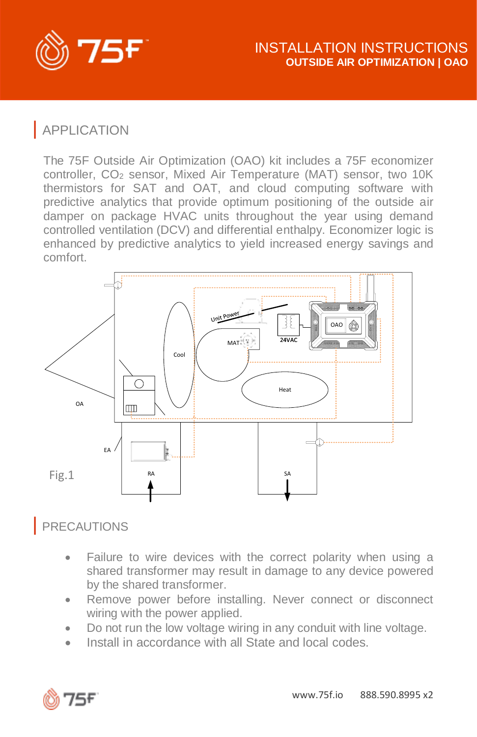# INSTALLATION INSTRUCTIONS
## OUTSIDE AIR OPTIMIZATION | OAO

## APPLICATION

The 75F Outside Air Optimization (OAO) kit includes a 75F economizer controller, $CO_2$ sensor, Mixed Air Temperature (MAT) sensor, two 10K thermistors for SAT and OAT, and cloud computing software with predictive analytics that provide optimum positioning of the outside air damper on package HVAC units throughout the year using demand controlled ventilation (DCV) and differential enthalpy. Economizer logic is enhanced by predictive analytics to yield increased energy savings and comfort.

Fig.1

## PRECAUTIONS

- Failure to wire devices with the correct polarity when using a shared transformer may result in damage to any device powered by the shared transformer.
- Remove power before installing. Never connect or disconnect wiring with the power applied.
- Do not run the low voltage wiring in any conduit with line voltage.
- Install in accordance with all State and local codes.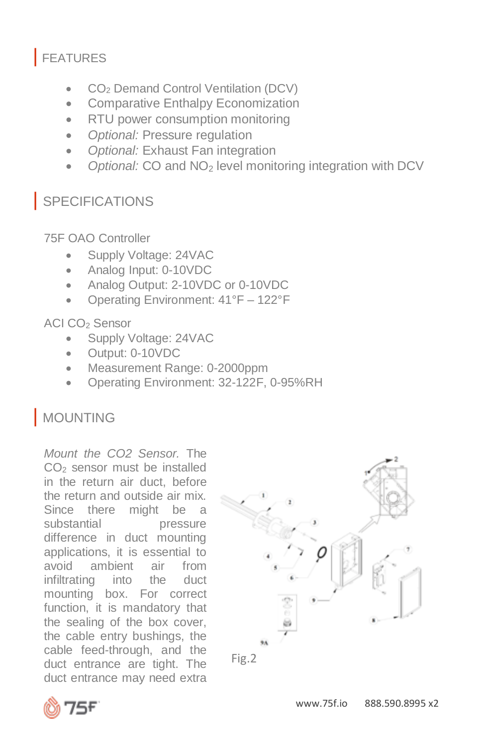## FEATURES

- $CO_2$ Demand Control Ventilation (DCV)
- Comparative Enthalpy Economization
- RTU power consumption monitoring
- *Optional:* Pressure regulation
- *Optional:* Exhaust Fan integration
- *Optional:* CO and $NO_2$ level monitoring integration with DCV

## SPECIFICATIONS

75F OAO Controller

- Supply Voltage: 24VAC
- Analog Input: 0-10VDC
- Analog Output: 2-10VDC or 0-10VDC
- Operating Environment: 41°F – 122°F

ACI $CO_2$ Sensor

- Supply Voltage: 24VAC
- Output: 0-10VDC
- Measurement Range: 0-2000ppm
- Operating Environment: 32-122F, 0-95%RH

## MOUNTING

*Mount the CO2 Sensor.* The $CO_2$ sensor must be installed in the return air duct, before the return and outside air mix. Since there might be a substantial pressure difference in duct mounting applications, it is essential to avoid ambient air from infiltrating into the duct mounting box. For correct function, it is mandatory that the sealing of the box cover, the cable entry bushings, the cable feed-through, and the duct entrance are tight. The duct entrance may need extra

Fig.2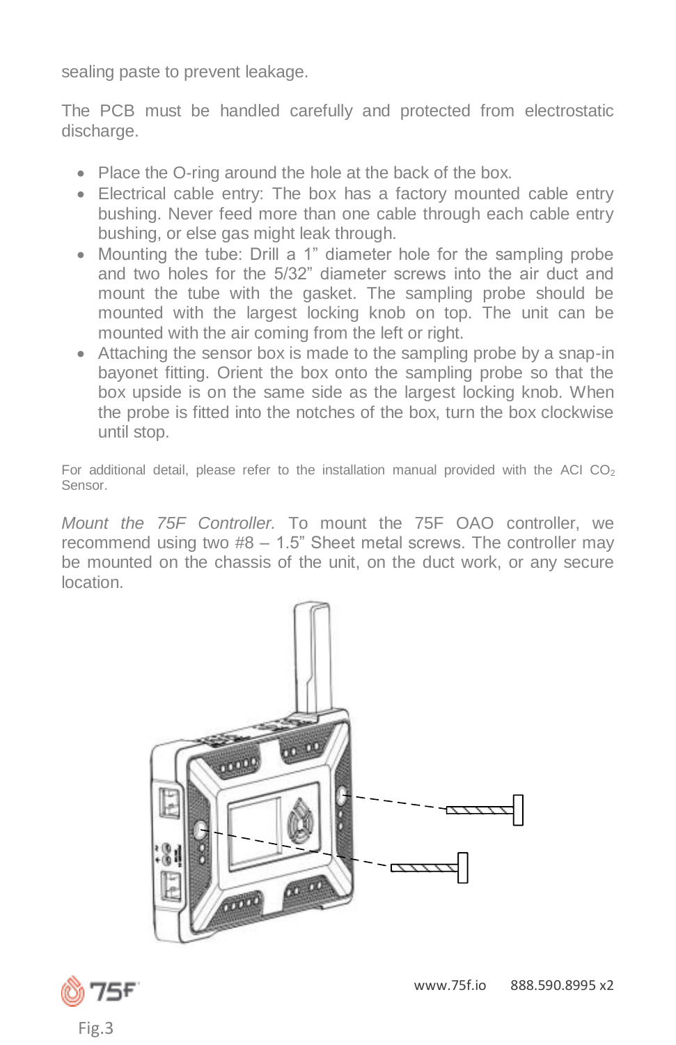sealing paste to prevent leakage.

The PCB must be handled carefully and protected from electrostatic discharge.

- Place the O-ring around the hole at the back of the box.
- Electrical cable entry: The box has a factory mounted cable entry bushing. Never feed more than one cable through each cable entry bushing, or else gas might leak through.
- Mounting the tube: Drill a 1" diameter hole for the sampling probe and two holes for the 5/32" diameter screws into the air duct and mount the tube with the gasket. The sampling probe should be mounted with the largest locking knob on top. The unit can be mounted with the air coming from the left or right.
- Attaching the sensor box is made to the sampling probe by a snap-in bayonet fitting. Orient the box onto the sampling probe so that the box upside is on the same side as the largest locking knob. When the probe is fitted into the notches of the box, turn the box clockwise until stop.

For additional detail, please refer to the installation manual provided with the ACI $CO_2$ Sensor.

*Mount the 75F Controller.* To mount the 75F OAO controller, we recommend using two #8 – 1.5" Sheet metal screws. The controller may be mounted on the chassis of the unit, on the duct work, or any secure location.

Fig.3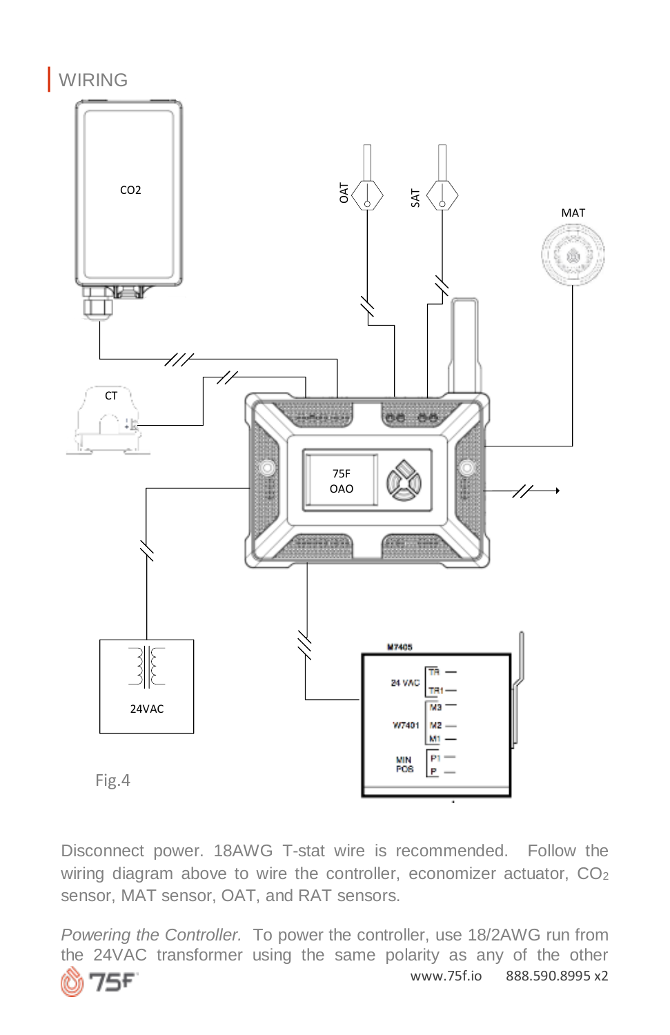## WIRING

Fig.4

Disconnect power. 18AWG T-stat wire is recommended. Follow the wiring diagram above to wire the controller, economizer actuator, $CO_2$ sensor, MAT sensor, OAT, and RAT sensors.

*Powering the Controller.* To power the controller, use 18/2AWG run from the 24VAC transformer using the same polarity as any of the other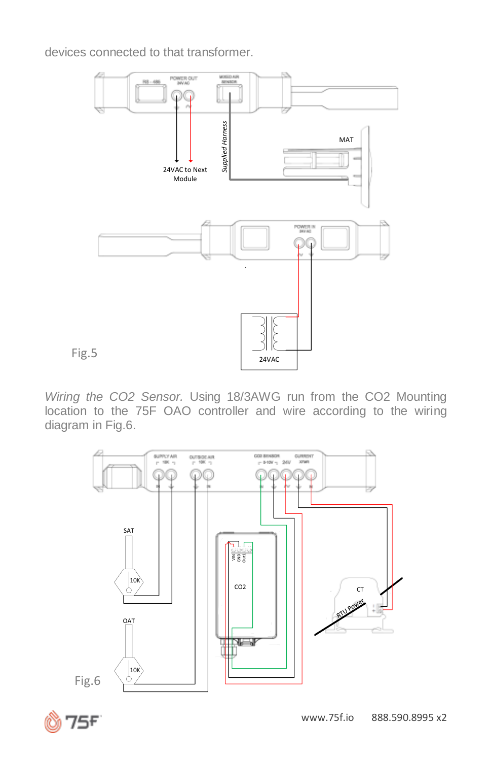devices connected to that transformer.

Fig.5

*Wiring the CO2 Sensor.* Using 18/3AWG run from the CO2 Mounting location to the 75F OAO controller and wire according to the wiring diagram in Fig.6.

Fig.6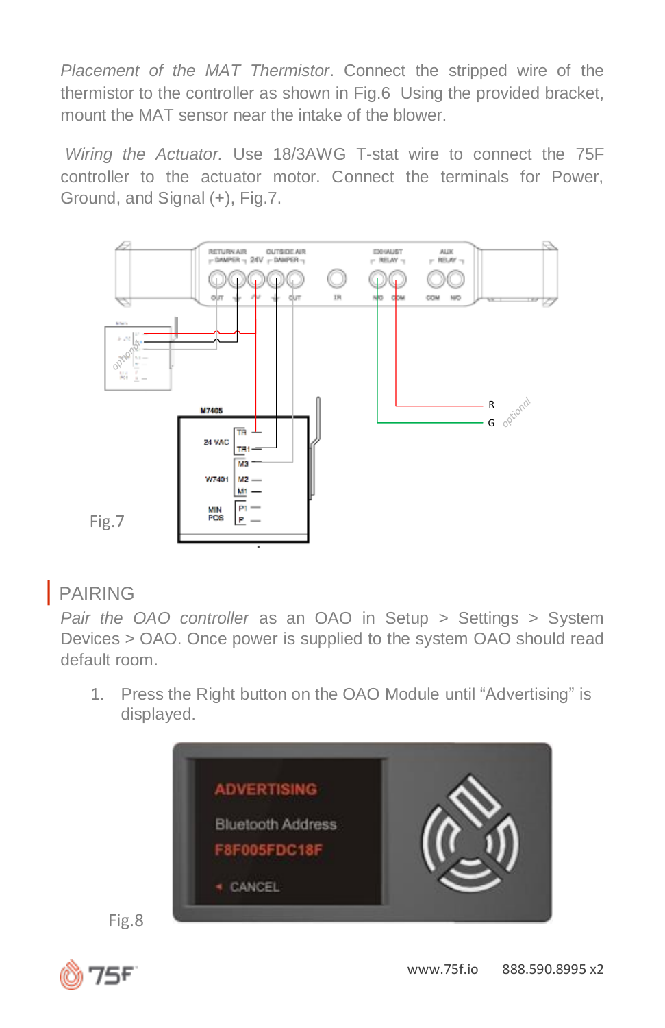*Placement of the MAT Thermistor*. Connect the stripped wire of the thermistor to the controller as shown in Fig.6 Using the provided bracket, mount the MAT sensor near the intake of the blower.

*Wiring the Actuator.* Use 18/3AWG T-stat wire to connect the 75F controller to the actuator motor. Connect the terminals for Power, Ground, and Signal (+), Fig.7.

Fig.7

## PAIRING

*Pair the OAO controller* as an OAO in Setup > Settings > System Devices > OAO. Once power is supplied to the system OAO should read default room.

1. Press the Right button on the OAO Module until “Advertising” is displayed.

Fig.8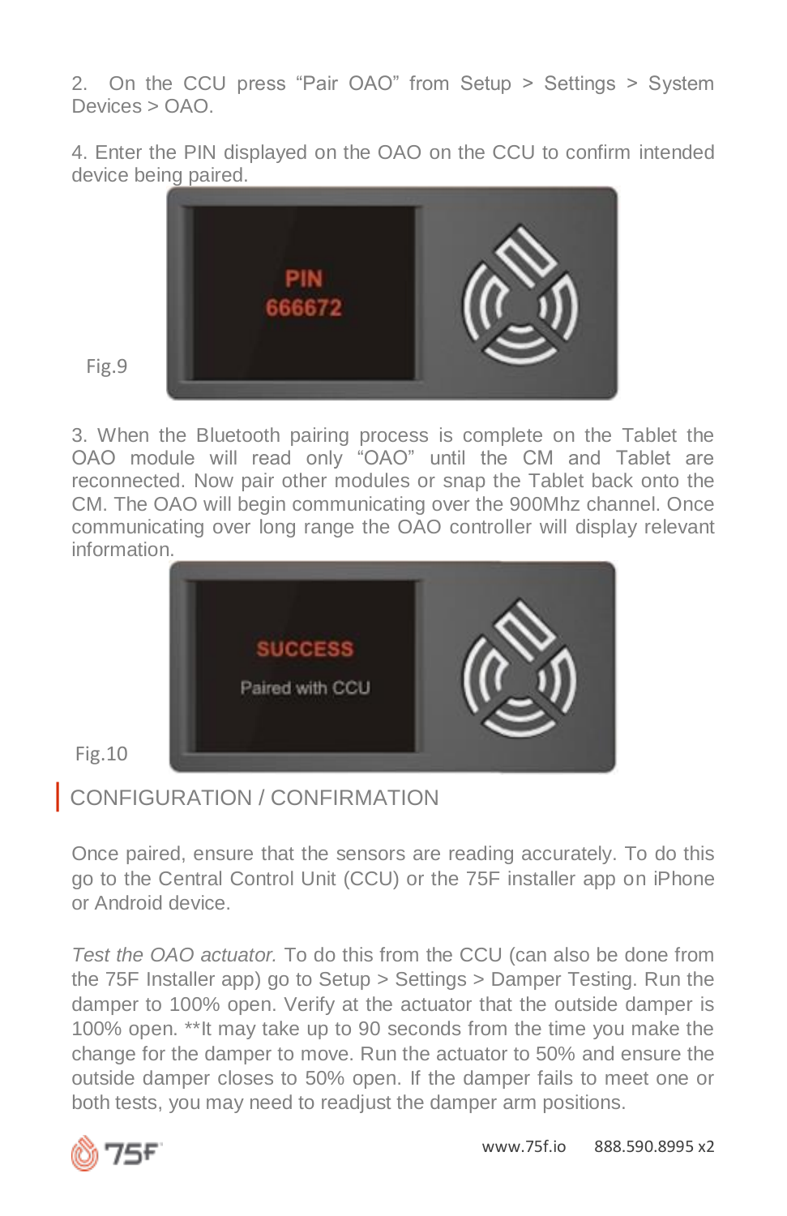2. On the CCU press “Pair OAO” from Setup > Settings > System Devices > OAO.

4. Enter the PIN displayed on the OAO on the CCU to confirm intended device being paired.

Fig.9

3. When the Bluetooth pairing process is complete on the Tablet the OAO module will read only “OAO” until the CM and Tablet are reconnected. Now pair other modules or snap the Tablet back onto the CM. The OAO will begin communicating over the 900Mhz channel. Once communicating over long range the OAO controller will display relevant information.

Fig.10

## CONFIGURATION / CONFIRMATION

Once paired, ensure that the sensors are reading accurately. To do this go to the Central Control Unit (CCU) or the 75F installer app on iPhone or Android device.

*Test the OAO actuator.* To do this from the CCU (can also be done from the 75F Installer app) go to Setup > Settings > Damper Testing. Run the damper to 100% open. Verify at the actuator that the outside damper is 100% open. **It may take up to 90 seconds from the time you make the change for the damper to move. Run the actuator to 50% and ensure the outside damper closes to 50% open. If the damper fails to meet one or both tests, you may need to readjust the damper arm positions.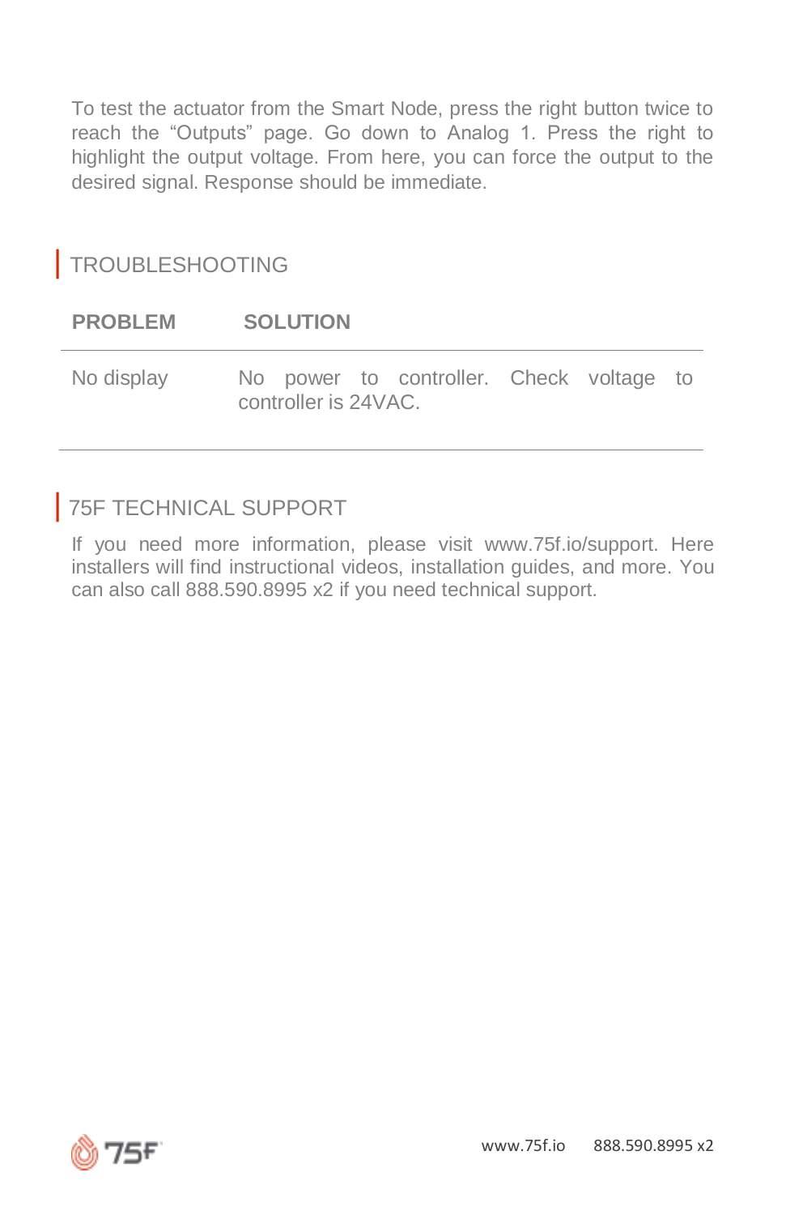To test the actuator from the Smart Node, press the right button twice to reach the “Outputs” page. Go down to Analog 1. Press the right to highlight the output voltage. From here, you can force the output to the desired signal. Response should be immediate.

## TROUBLESHOOTING

| PROBLEM | SOLUTION |
|---|---|
| No display | No power to controller. Check voltage to controller is 24VAC. |

## 75F TECHNICAL SUPPORT

If you need more information, please visit www.75f.io/support. Here installers will find instructional videos, installation guides, and more. You can also call 888.590.8995 x2 if you need technical support.